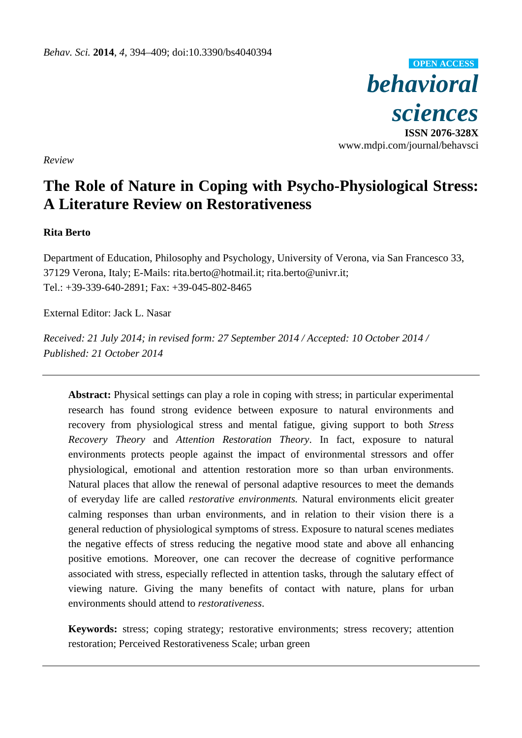*Review*

# The Role of Nature in Coping with Psycho-Physiological Stress: A Literature Review on Restorativeness

**Rita Berto**

Department of Education, Philosophy and Psychology, University of Verona, via San Francesco 33, 37129 Verona, Italy; E-Mails: rita.berto@hotmail.it; rita.berto@univr.it; Tel.: +39-339-640-2891; Fax: +39-045-802-8465

External Editor: Jack L. Nasar

*Received: 21 July 2014; in revised form: 27 September 2014 / Accepted: 10 October 2014 / Published: 21 October 2014*

---

**Abstract:** Physical settings can play a role in coping with stress; in particular experimental research has found strong evidence between exposure to natural environments and recovery from physiological stress and mental fatigue, giving support to both *Stress Recovery Theory* and *Attention Restoration Theory*. In fact, exposure to natural environments protects people against the impact of environmental stressors and offer physiological, emotional and attention restoration more so than urban environments. Natural places that allow the renewal of personal adaptive resources to meet the demands of everyday life are called *restorative environments.* Natural environments elicit greater calming responses than urban environments, and in relation to their vision there is a general reduction of physiological symptoms of stress. Exposure to natural scenes mediates the negative effects of stress reducing the negative mood state and above all enhancing positive emotions. Moreover, one can recover the decrease of cognitive performance associated with stress, especially reflected in attention tasks, through the salutary effect of viewing nature. Giving the many benefits of contact with nature, plans for urban environments should attend to *restorativeness*.

**Keywords:** stress; coping strategy; restorative environments; stress recovery; attention restoration; Perceived Restorativeness Scale; urban green

---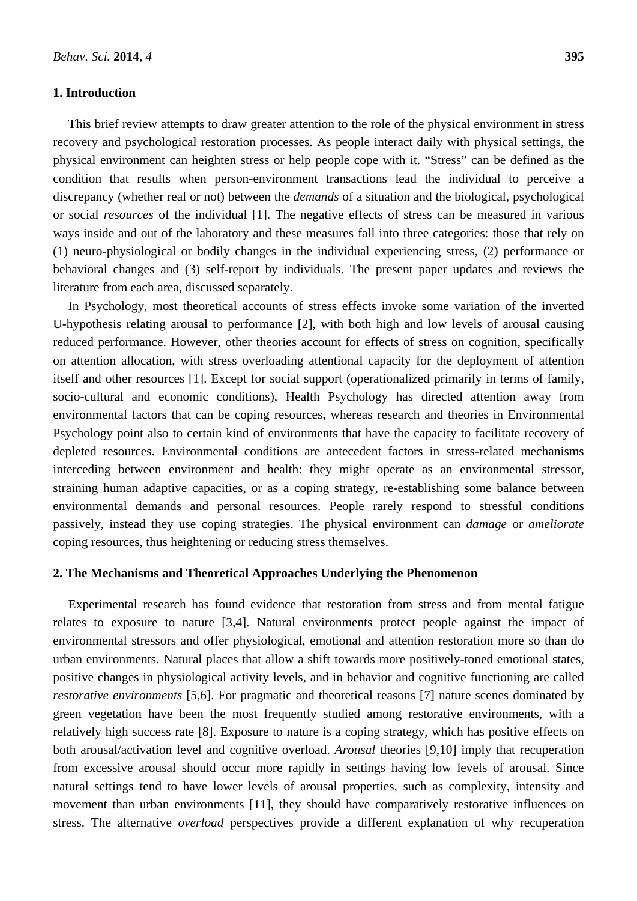## 1. Introduction

This brief review attempts to draw greater attention to the role of the physical environment in stress recovery and psychological restoration processes. As people interact daily with physical settings, the physical environment can heighten stress or help people cope with it. "Stress" can be defined as the condition that results when person-environment transactions lead the individual to perceive a discrepancy (whether real or not) between the *demands* of a situation and the biological, psychological or social *resources* of the individual [1]. The negative effects of stress can be measured in various ways inside and out of the laboratory and these measures fall into three categories: those that rely on (1) neuro-physiological or bodily changes in the individual experiencing stress, (2) performance or behavioral changes and (3) self-report by individuals. The present paper updates and reviews the literature from each area, discussed separately.

In Psychology, most theoretical accounts of stress effects invoke some variation of the inverted U-hypothesis relating arousal to performance [2], with both high and low levels of arousal causing reduced performance. However, other theories account for effects of stress on cognition, specifically on attention allocation, with stress overloading attentional capacity for the deployment of attention itself and other resources [1]. Except for social support (operationalized primarily in terms of family, socio-cultural and economic conditions), Health Psychology has directed attention away from environmental factors that can be coping resources, whereas research and theories in Environmental Psychology point also to certain kind of environments that have the capacity to facilitate recovery of depleted resources. Environmental conditions are antecedent factors in stress-related mechanisms interceding between environment and health: they might operate as an environmental stressor, straining human adaptive capacities, or as a coping strategy, re-establishing some balance between environmental demands and personal resources. People rarely respond to stressful conditions passively, instead they use coping strategies. The physical environment can *damage* or *ameliorate* coping resources, thus heightening or reducing stress themselves.

## 2. The Mechanisms and Theoretical Approaches Underlying the Phenomenon

Experimental research has found evidence that restoration from stress and from mental fatigue relates to exposure to nature [3,4]. Natural environments protect people against the impact of environmental stressors and offer physiological, emotional and attention restoration more so than do urban environments. Natural places that allow a shift towards more positively-toned emotional states, positive changes in physiological activity levels, and in behavior and cognitive functioning are called *restorative environments* [5,6]. For pragmatic and theoretical reasons [7] nature scenes dominated by green vegetation have been the most frequently studied among restorative environments, with a relatively high success rate [8]. Exposure to nature is a coping strategy, which has positive effects on both arousal/activation level and cognitive overload. *Arousal* theories [9,10] imply that recuperation from excessive arousal should occur more rapidly in settings having low levels of arousal. Since natural settings tend to have lower levels of arousal properties, such as complexity, intensity and movement than urban environments [11], they should have comparatively restorative influences on stress. The alternative *overload* perspectives provide a different explanation of why recuperation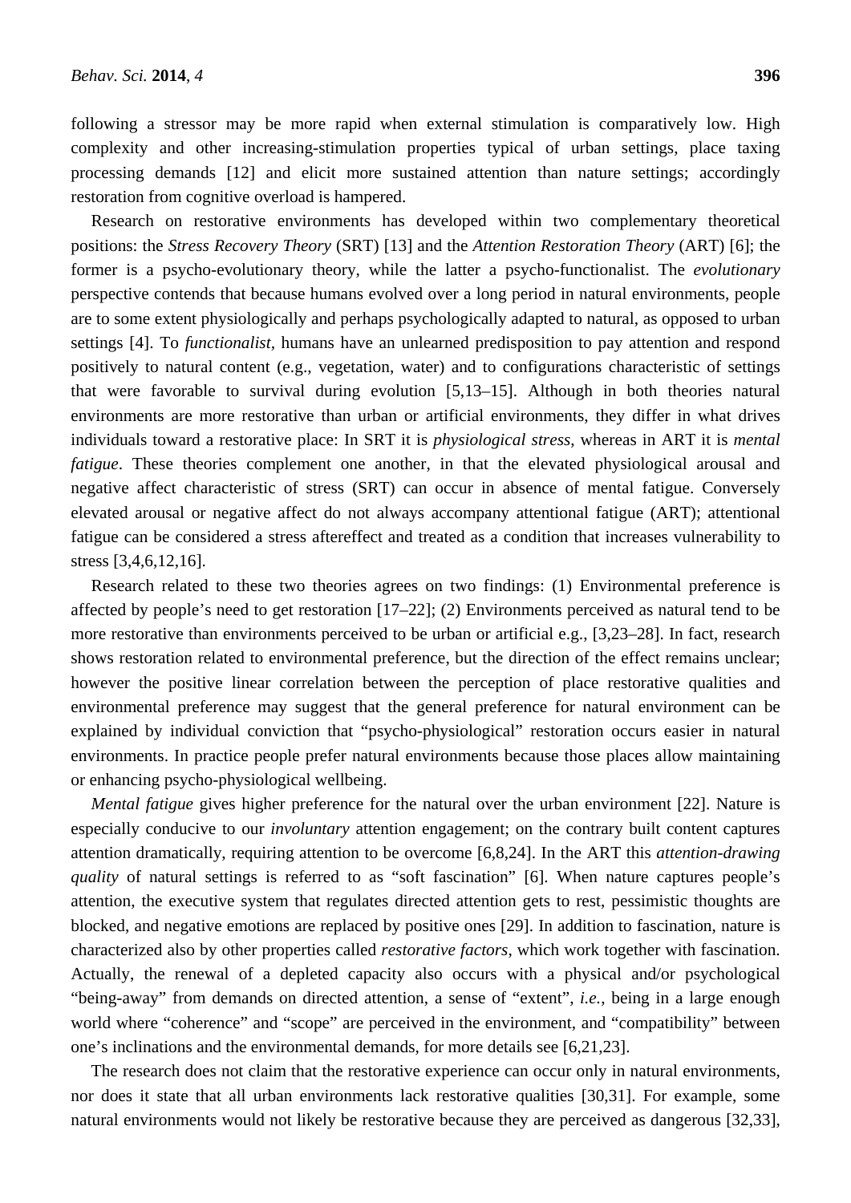following a stressor may be more rapid when external stimulation is comparatively low. High complexity and other increasing-stimulation properties typical of urban settings, place taxing processing demands [12] and elicit more sustained attention than nature settings; accordingly restoration from cognitive overload is hampered.

Research on restorative environments has developed within two complementary theoretical positions: the *Stress Recovery Theory* (SRT) [13] and the *Attention Restoration Theory* (ART) [6]; the former is a psycho-evolutionary theory, while the latter a psycho-functionalist. The *evolutionary* perspective contends that because humans evolved over a long period in natural environments, people are to some extent physiologically and perhaps psychologically adapted to natural, as opposed to urban settings [4]. To *functionalist*, humans have an unlearned predisposition to pay attention and respond positively to natural content (e.g., vegetation, water) and to configurations characteristic of settings that were favorable to survival during evolution [5,13–15]. Although in both theories natural environments are more restorative than urban or artificial environments, they differ in what drives individuals toward a restorative place: In SRT it is *physiological stress*, whereas in ART it is *mental fatigue*. These theories complement one another, in that the elevated physiological arousal and negative affect characteristic of stress (SRT) can occur in absence of mental fatigue. Conversely elevated arousal or negative affect do not always accompany attentional fatigue (ART); attentional fatigue can be considered a stress aftereffect and treated as a condition that increases vulnerability to stress [3,4,6,12,16].

Research related to these two theories agrees on two findings: (1) Environmental preference is affected by people's need to get restoration [17–22]; (2) Environments perceived as natural tend to be more restorative than environments perceived to be urban or artificial e.g., [3,23–28]. In fact, research shows restoration related to environmental preference, but the direction of the effect remains unclear; however the positive linear correlation between the perception of place restorative qualities and environmental preference may suggest that the general preference for natural environment can be explained by individual conviction that "psycho-physiological" restoration occurs easier in natural environments. In practice people prefer natural environments because those places allow maintaining or enhancing psycho-physiological wellbeing.

*Mental fatigue* gives higher preference for the natural over the urban environment [22]. Nature is especially conducive to our *involuntary* attention engagement; on the contrary built content captures attention dramatically, requiring attention to be overcome [6,8,24]. In the ART this *attention-drawing quality* of natural settings is referred to as "soft fascination" [6]. When nature captures people's attention, the executive system that regulates directed attention gets to rest, pessimistic thoughts are blocked, and negative emotions are replaced by positive ones [29]. In addition to fascination, nature is characterized also by other properties called *restorative factors*, which work together with fascination. Actually, the renewal of a depleted capacity also occurs with a physical and/or psychological "being-away" from demands on directed attention, a sense of "extent", *i.e.*, being in a large enough world where "coherence" and "scope" are perceived in the environment, and "compatibility" between one's inclinations and the environmental demands, for more details see [6,21,23].

The research does not claim that the restorative experience can occur only in natural environments, nor does it state that all urban environments lack restorative qualities [30,31]. For example, some natural environments would not likely be restorative because they are perceived as dangerous [32,33],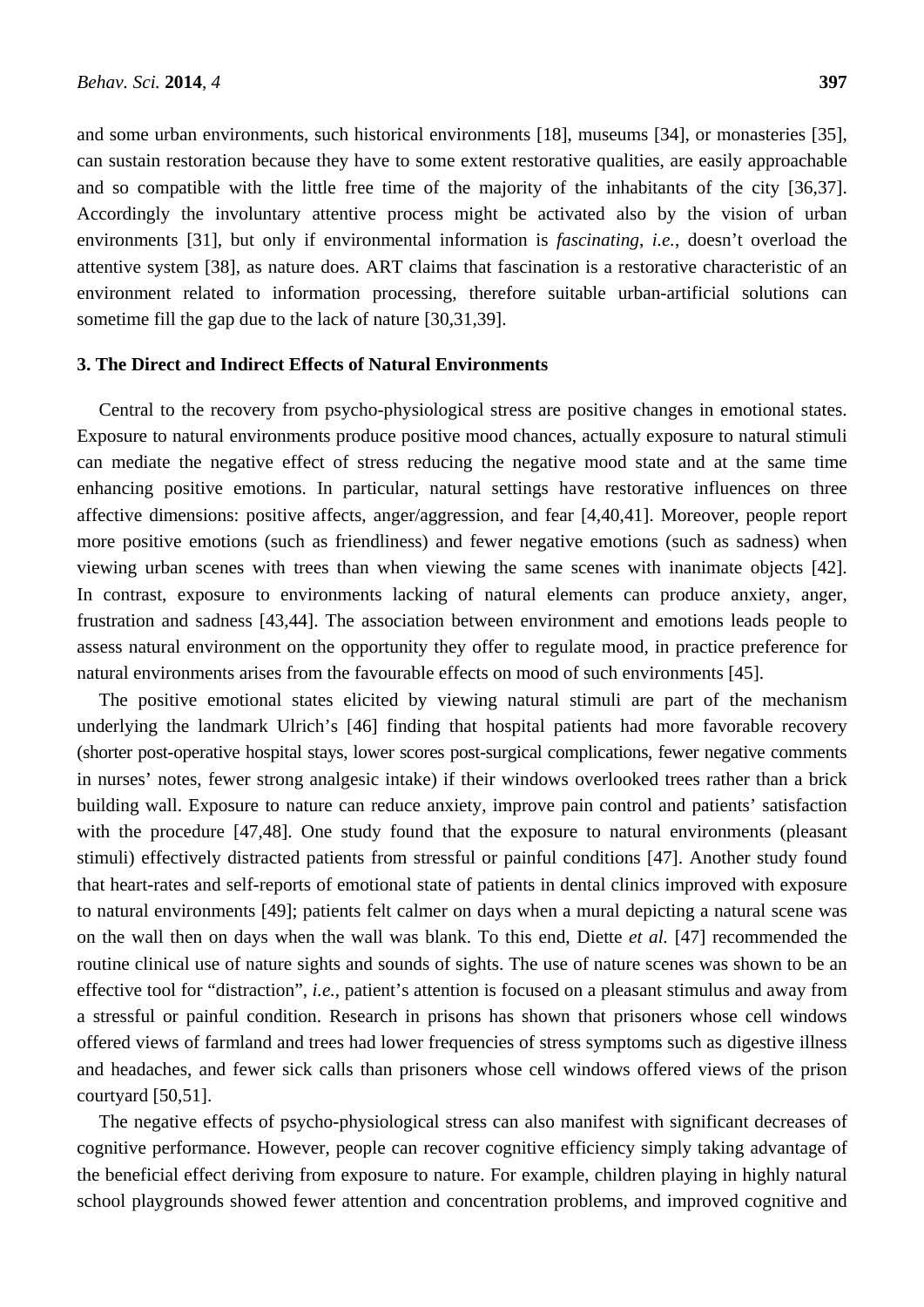and some urban environments, such historical environments [18], museums [34], or monasteries [35], can sustain restoration because they have to some extent restorative qualities, are easily approachable and so compatible with the little free time of the majority of the inhabitants of the city [36,37]. Accordingly the involuntary attentive process might be activated also by the vision of urban environments [31], but only if environmental information is *fascinating*, *i.e.*, doesn't overload the attentive system [38], as nature does. ART claims that fascination is a restorative characteristic of an environment related to information processing, therefore suitable urban-artificial solutions can sometime fill the gap due to the lack of nature [30,31,39].

## 3. The Direct and Indirect Effects of Natural Environments

Central to the recovery from psycho-physiological stress are positive changes in emotional states. Exposure to natural environments produce positive mood chances, actually exposure to natural stimuli can mediate the negative effect of stress reducing the negative mood state and at the same time enhancing positive emotions. In particular, natural settings have restorative influences on three affective dimensions: positive affects, anger/aggression, and fear [4,40,41]. Moreover, people report more positive emotions (such as friendliness) and fewer negative emotions (such as sadness) when viewing urban scenes with trees than when viewing the same scenes with inanimate objects [42]. In contrast, exposure to environments lacking of natural elements can produce anxiety, anger, frustration and sadness [43,44]. The association between environment and emotions leads people to assess natural environment on the opportunity they offer to regulate mood, in practice preference for natural environments arises from the favourable effects on mood of such environments [45].

The positive emotional states elicited by viewing natural stimuli are part of the mechanism underlying the landmark Ulrich's [46] finding that hospital patients had more favorable recovery (shorter post-operative hospital stays, lower scores post-surgical complications, fewer negative comments in nurses' notes, fewer strong analgesic intake) if their windows overlooked trees rather than a brick building wall. Exposure to nature can reduce anxiety, improve pain control and patients' satisfaction with the procedure [47,48]. One study found that the exposure to natural environments (pleasant stimuli) effectively distracted patients from stressful or painful conditions [47]. Another study found that heart-rates and self-reports of emotional state of patients in dental clinics improved with exposure to natural environments [49]; patients felt calmer on days when a mural depicting a natural scene was on the wall then on days when the wall was blank. To this end, Diette *et al.* [47] recommended the routine clinical use of nature sights and sounds of sights. The use of nature scenes was shown to be an effective tool for "distraction", *i.e.*, patient's attention is focused on a pleasant stimulus and away from a stressful or painful condition. Research in prisons has shown that prisoners whose cell windows offered views of farmland and trees had lower frequencies of stress symptoms such as digestive illness and headaches, and fewer sick calls than prisoners whose cell windows offered views of the prison courtyard [50,51].

The negative effects of psycho-physiological stress can also manifest with significant decreases of cognitive performance. However, people can recover cognitive efficiency simply taking advantage of the beneficial effect deriving from exposure to nature. For example, children playing in highly natural school playgrounds showed fewer attention and concentration problems, and improved cognitive and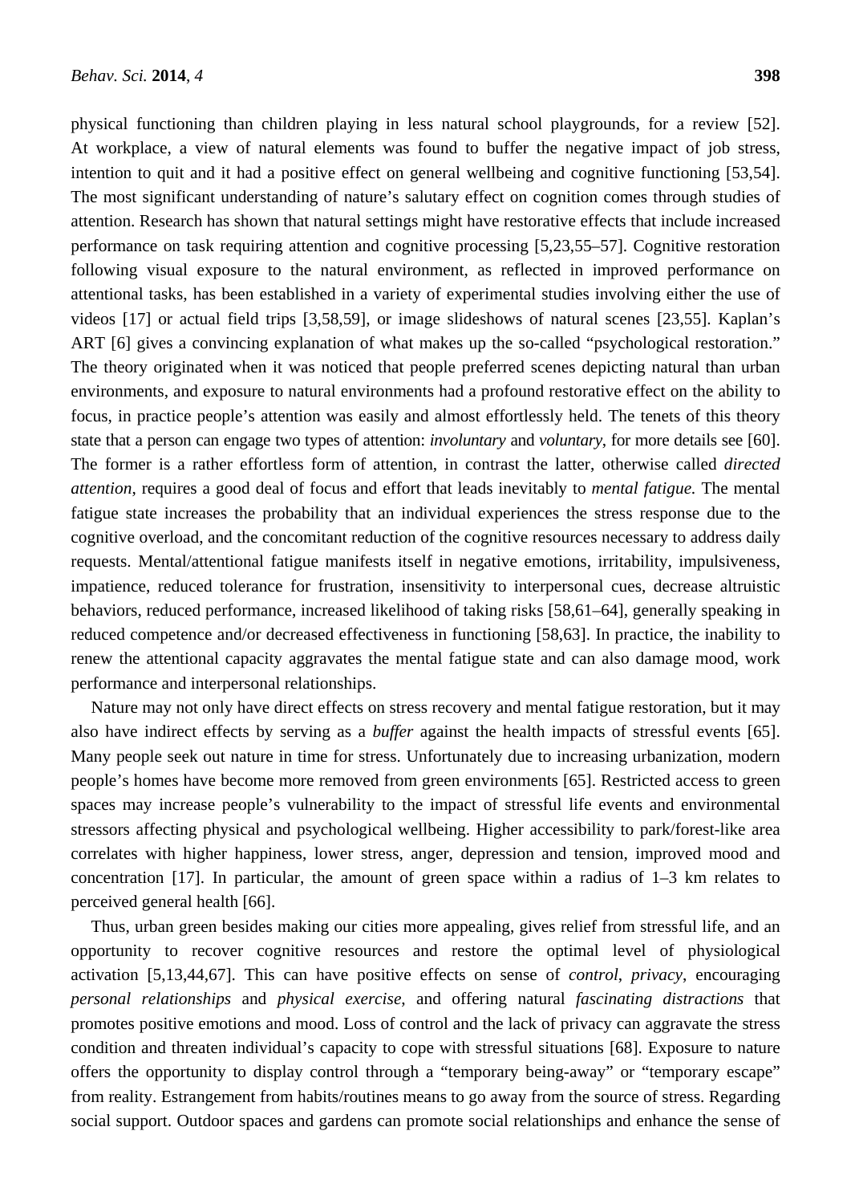physical functioning than children playing in less natural school playgrounds, for a review [52]. At workplace, a view of natural elements was found to buffer the negative impact of job stress, intention to quit and it had a positive effect on general wellbeing and cognitive functioning [53,54]. The most significant understanding of nature's salutary effect on cognition comes through studies of attention. Research has shown that natural settings might have restorative effects that include increased performance on task requiring attention and cognitive processing [5,23,55–57]. Cognitive restoration following visual exposure to the natural environment, as reflected in improved performance on attentional tasks, has been established in a variety of experimental studies involving either the use of videos [17] or actual field trips [3,58,59], or image slideshows of natural scenes [23,55]. Kaplan's ART [6] gives a convincing explanation of what makes up the so-called "psychological restoration." The theory originated when it was noticed that people preferred scenes depicting natural than urban environments, and exposure to natural environments had a profound restorative effect on the ability to focus, in practice people's attention was easily and almost effortlessly held. The tenets of this theory state that a person can engage two types of attention: *involuntary* and *voluntary*, for more details see [60]. The former is a rather effortless form of attention, in contrast the latter, otherwise called *directed attention*, requires a good deal of focus and effort that leads inevitably to *mental fatigue.* The mental fatigue state increases the probability that an individual experiences the stress response due to the cognitive overload, and the concomitant reduction of the cognitive resources necessary to address daily requests. Mental/attentional fatigue manifests itself in negative emotions, irritability, impulsiveness, impatience, reduced tolerance for frustration, insensitivity to interpersonal cues, decrease altruistic behaviors, reduced performance, increased likelihood of taking risks [58,61–64], generally speaking in reduced competence and/or decreased effectiveness in functioning [58,63]. In practice, the inability to renew the attentional capacity aggravates the mental fatigue state and can also damage mood, work performance and interpersonal relationships.

Nature may not only have direct effects on stress recovery and mental fatigue restoration, but it may also have indirect effects by serving as a *buffer* against the health impacts of stressful events [65]. Many people seek out nature in time for stress. Unfortunately due to increasing urbanization, modern people's homes have become more removed from green environments [65]. Restricted access to green spaces may increase people's vulnerability to the impact of stressful life events and environmental stressors affecting physical and psychological wellbeing. Higher accessibility to park/forest-like area correlates with higher happiness, lower stress, anger, depression and tension, improved mood and concentration [17]. In particular, the amount of green space within a radius of 1–3 km relates to perceived general health [66].

Thus, urban green besides making our cities more appealing, gives relief from stressful life, and an opportunity to recover cognitive resources and restore the optimal level of physiological activation [5,13,44,67]. This can have positive effects on sense of *control*, *privacy*, encouraging *personal relationships* and *physical exercise*, and offering natural *fascinating distractions* that promotes positive emotions and mood. Loss of control and the lack of privacy can aggravate the stress condition and threaten individual's capacity to cope with stressful situations [68]. Exposure to nature offers the opportunity to display control through a "temporary being-away" or "temporary escape" from reality. Estrangement from habits/routines means to go away from the source of stress. Regarding social support. Outdoor spaces and gardens can promote social relationships and enhance the sense of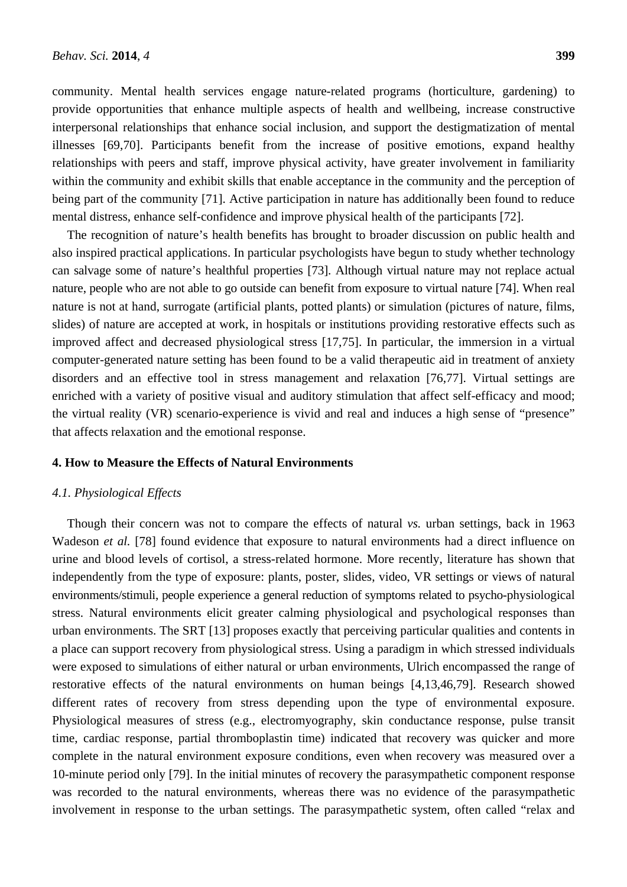community. Mental health services engage nature-related programs (horticulture, gardening) to provide opportunities that enhance multiple aspects of health and wellbeing, increase constructive interpersonal relationships that enhance social inclusion, and support the destigmatization of mental illnesses [69,70]. Participants benefit from the increase of positive emotions, expand healthy relationships with peers and staff, improve physical activity, have greater involvement in familiarity within the community and exhibit skills that enable acceptance in the community and the perception of being part of the community [71]. Active participation in nature has additionally been found to reduce mental distress, enhance self-confidence and improve physical health of the participants [72].

The recognition of nature's health benefits has brought to broader discussion on public health and also inspired practical applications. In particular psychologists have begun to study whether technology can salvage some of nature's healthful properties [73]. Although virtual nature may not replace actual nature, people who are not able to go outside can benefit from exposure to virtual nature [74]. When real nature is not at hand, surrogate (artificial plants, potted plants) or simulation (pictures of nature, films, slides) of nature are accepted at work, in hospitals or institutions providing restorative effects such as improved affect and decreased physiological stress [17,75]. In particular, the immersion in a virtual computer-generated nature setting has been found to be a valid therapeutic aid in treatment of anxiety disorders and an effective tool in stress management and relaxation [76,77]. Virtual settings are enriched with a variety of positive visual and auditory stimulation that affect self-efficacy and mood; the virtual reality (VR) scenario-experience is vivid and real and induces a high sense of "presence" that affects relaxation and the emotional response.

## 4. How to Measure the Effects of Natural Environments

### *4.1. Physiological Effects*

Though their concern was not to compare the effects of natural *vs.* urban settings, back in 1963 Wadeson *et al.* [78] found evidence that exposure to natural environments had a direct influence on urine and blood levels of cortisol, a stress-related hormone. More recently, literature has shown that independently from the type of exposure: plants, poster, slides, video, VR settings or views of natural environments/stimuli, people experience a general reduction of symptoms related to psycho-physiological stress. Natural environments elicit greater calming physiological and psychological responses than urban environments. The SRT [13] proposes exactly that perceiving particular qualities and contents in a place can support recovery from physiological stress. Using a paradigm in which stressed individuals were exposed to simulations of either natural or urban environments, Ulrich encompassed the range of restorative effects of the natural environments on human beings [4,13,46,79]. Research showed different rates of recovery from stress depending upon the type of environmental exposure. Physiological measures of stress (e.g., electromyography, skin conductance response, pulse transit time, cardiac response, partial thromboplastin time) indicated that recovery was quicker and more complete in the natural environment exposure conditions, even when recovery was measured over a 10-minute period only [79]. In the initial minutes of recovery the parasympathetic component response was recorded to the natural environments, whereas there was no evidence of the parasympathetic involvement in response to the urban settings. The parasympathetic system, often called "relax and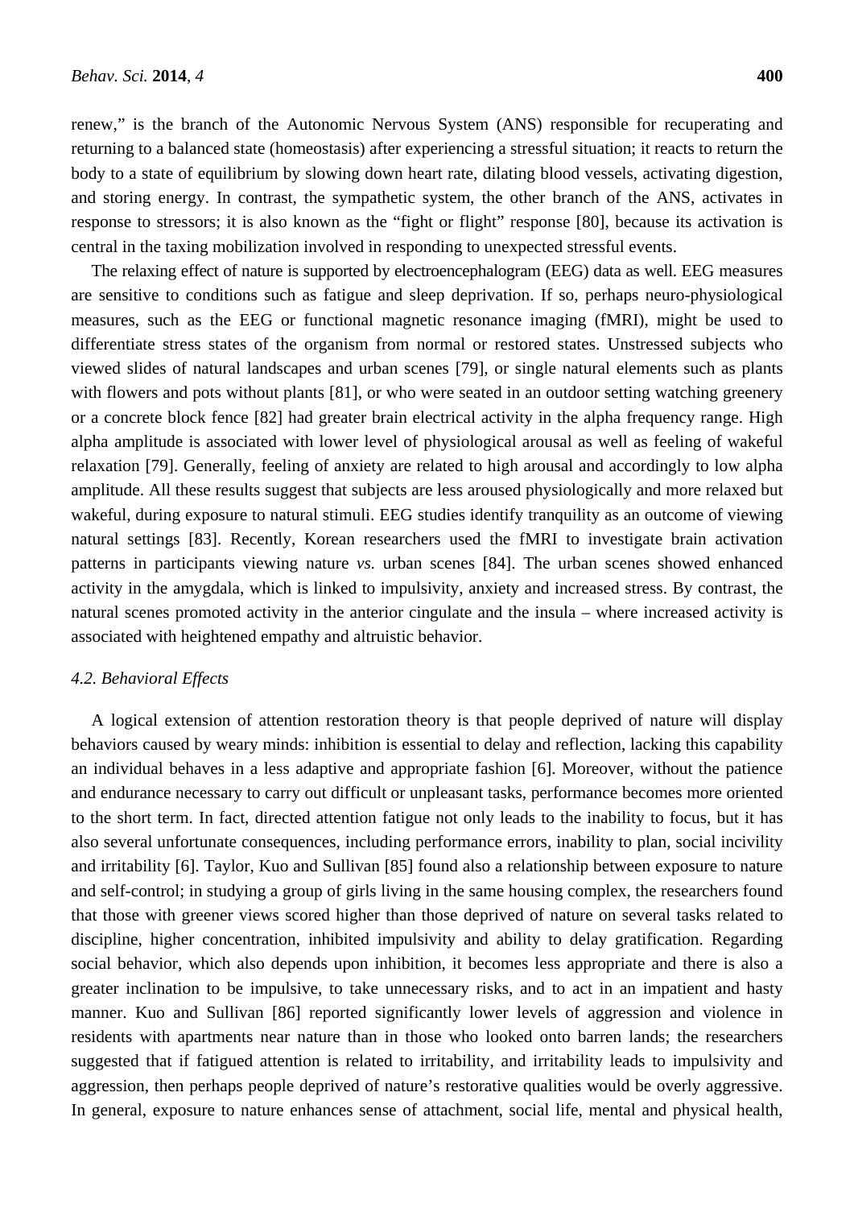renew," is the branch of the Autonomic Nervous System (ANS) responsible for recuperating and returning to a balanced state (homeostasis) after experiencing a stressful situation; it reacts to return the body to a state of equilibrium by slowing down heart rate, dilating blood vessels, activating digestion, and storing energy. In contrast, the sympathetic system, the other branch of the ANS, activates in response to stressors; it is also known as the "fight or flight" response [80], because its activation is central in the taxing mobilization involved in responding to unexpected stressful events.

The relaxing effect of nature is supported by electroencephalogram (EEG) data as well. EEG measures are sensitive to conditions such as fatigue and sleep deprivation. If so, perhaps neuro-physiological measures, such as the EEG or functional magnetic resonance imaging (fMRI), might be used to differentiate stress states of the organism from normal or restored states. Unstressed subjects who viewed slides of natural landscapes and urban scenes [79], or single natural elements such as plants with flowers and pots without plants [81], or who were seated in an outdoor setting watching greenery or a concrete block fence [82] had greater brain electrical activity in the alpha frequency range. High alpha amplitude is associated with lower level of physiological arousal as well as feeling of wakeful relaxation [79]. Generally, feeling of anxiety are related to high arousal and accordingly to low alpha amplitude. All these results suggest that subjects are less aroused physiologically and more relaxed but wakeful, during exposure to natural stimuli. EEG studies identify tranquility as an outcome of viewing natural settings [83]. Recently, Korean researchers used the fMRI to investigate brain activation patterns in participants viewing nature *vs.* urban scenes [84]. The urban scenes showed enhanced activity in the amygdala, which is linked to impulsivity, anxiety and increased stress. By contrast, the natural scenes promoted activity in the anterior cingulate and the insula – where increased activity is associated with heightened empathy and altruistic behavior.

### 4.2. Behavioral Effects

A logical extension of attention restoration theory is that people deprived of nature will display behaviors caused by weary minds: inhibition is essential to delay and reflection, lacking this capability an individual behaves in a less adaptive and appropriate fashion [6]. Moreover, without the patience and endurance necessary to carry out difficult or unpleasant tasks, performance becomes more oriented to the short term. In fact, directed attention fatigue not only leads to the inability to focus, but it has also several unfortunate consequences, including performance errors, inability to plan, social incivility and irritability [6]. Taylor, Kuo and Sullivan [85] found also a relationship between exposure to nature and self-control; in studying a group of girls living in the same housing complex, the researchers found that those with greener views scored higher than those deprived of nature on several tasks related to discipline, higher concentration, inhibited impulsivity and ability to delay gratification. Regarding social behavior, which also depends upon inhibition, it becomes less appropriate and there is also a greater inclination to be impulsive, to take unnecessary risks, and to act in an impatient and hasty manner. Kuo and Sullivan [86] reported significantly lower levels of aggression and violence in residents with apartments near nature than in those who looked onto barren lands; the researchers suggested that if fatigued attention is related to irritability, and irritability leads to impulsivity and aggression, then perhaps people deprived of nature's restorative qualities would be overly aggressive. In general, exposure to nature enhances sense of attachment, social life, mental and physical health,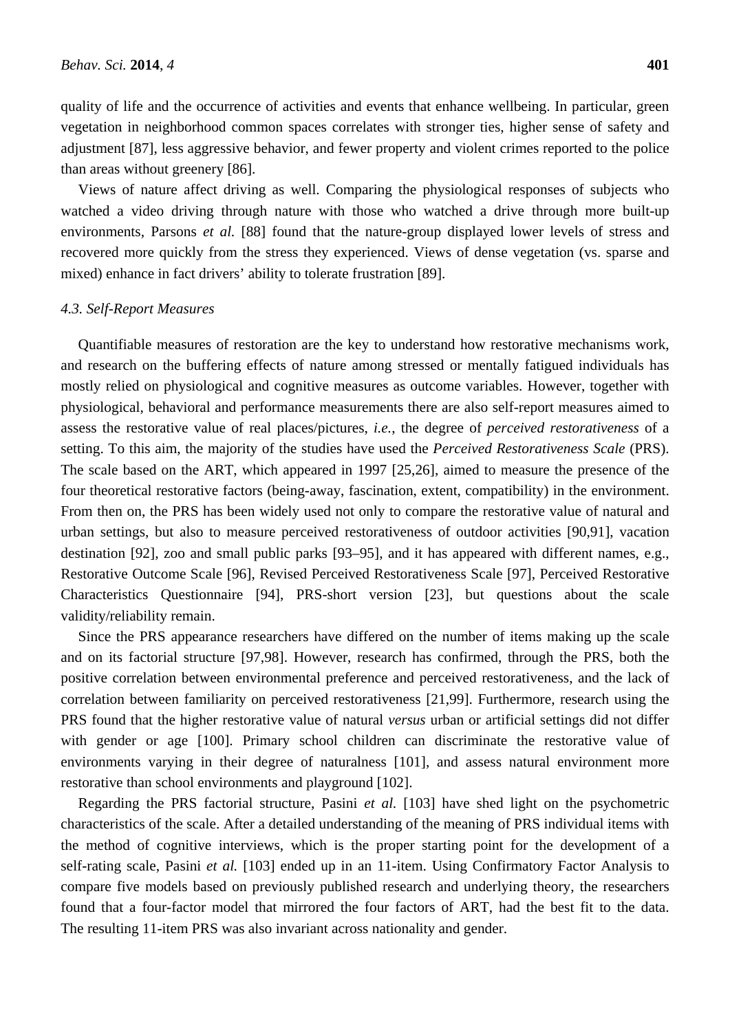quality of life and the occurrence of activities and events that enhance wellbeing. In particular, green vegetation in neighborhood common spaces correlates with stronger ties, higher sense of safety and adjustment [87], less aggressive behavior, and fewer property and violent crimes reported to the police than areas without greenery [86].

Views of nature affect driving as well. Comparing the physiological responses of subjects who watched a video driving through nature with those who watched a drive through more built-up environments, Parsons *et al.* [88] found that the nature-group displayed lower levels of stress and recovered more quickly from the stress they experienced. Views of dense vegetation (vs. sparse and mixed) enhance in fact drivers' ability to tolerate frustration [89].

### *4.3. Self-Report Measures*

Quantifiable measures of restoration are the key to understand how restorative mechanisms work, and research on the buffering effects of nature among stressed or mentally fatigued individuals has mostly relied on physiological and cognitive measures as outcome variables. However, together with physiological, behavioral and performance measurements there are also self-report measures aimed to assess the restorative value of real places/pictures, *i.e.*, the degree of *perceived restorativeness* of a setting. To this aim, the majority of the studies have used the *Perceived Restorativeness Scale* (PRS). The scale based on the ART, which appeared in 1997 [25,26], aimed to measure the presence of the four theoretical restorative factors (being-away, fascination, extent, compatibility) in the environment. From then on, the PRS has been widely used not only to compare the restorative value of natural and urban settings, but also to measure perceived restorativeness of outdoor activities [90,91], vacation destination [92], zoo and small public parks [93–95], and it has appeared with different names, e.g., Restorative Outcome Scale [96], Revised Perceived Restorativeness Scale [97], Perceived Restorative Characteristics Questionnaire [94], PRS-short version [23], but questions about the scale validity/reliability remain.

Since the PRS appearance researchers have differed on the number of items making up the scale and on its factorial structure [97,98]. However, research has confirmed, through the PRS, both the positive correlation between environmental preference and perceived restorativeness, and the lack of correlation between familiarity on perceived restorativeness [21,99]. Furthermore, research using the PRS found that the higher restorative value of natural *versus* urban or artificial settings did not differ with gender or age [100]. Primary school children can discriminate the restorative value of environments varying in their degree of naturalness [101], and assess natural environment more restorative than school environments and playground [102].

Regarding the PRS factorial structure, Pasini *et al.* [103] have shed light on the psychometric characteristics of the scale. After a detailed understanding of the meaning of PRS individual items with the method of cognitive interviews, which is the proper starting point for the development of a self-rating scale, Pasini *et al.* [103] ended up in an 11-item. Using Confirmatory Factor Analysis to compare five models based on previously published research and underlying theory, the researchers found that a four-factor model that mirrored the four factors of ART, had the best fit to the data. The resulting 11-item PRS was also invariant across nationality and gender.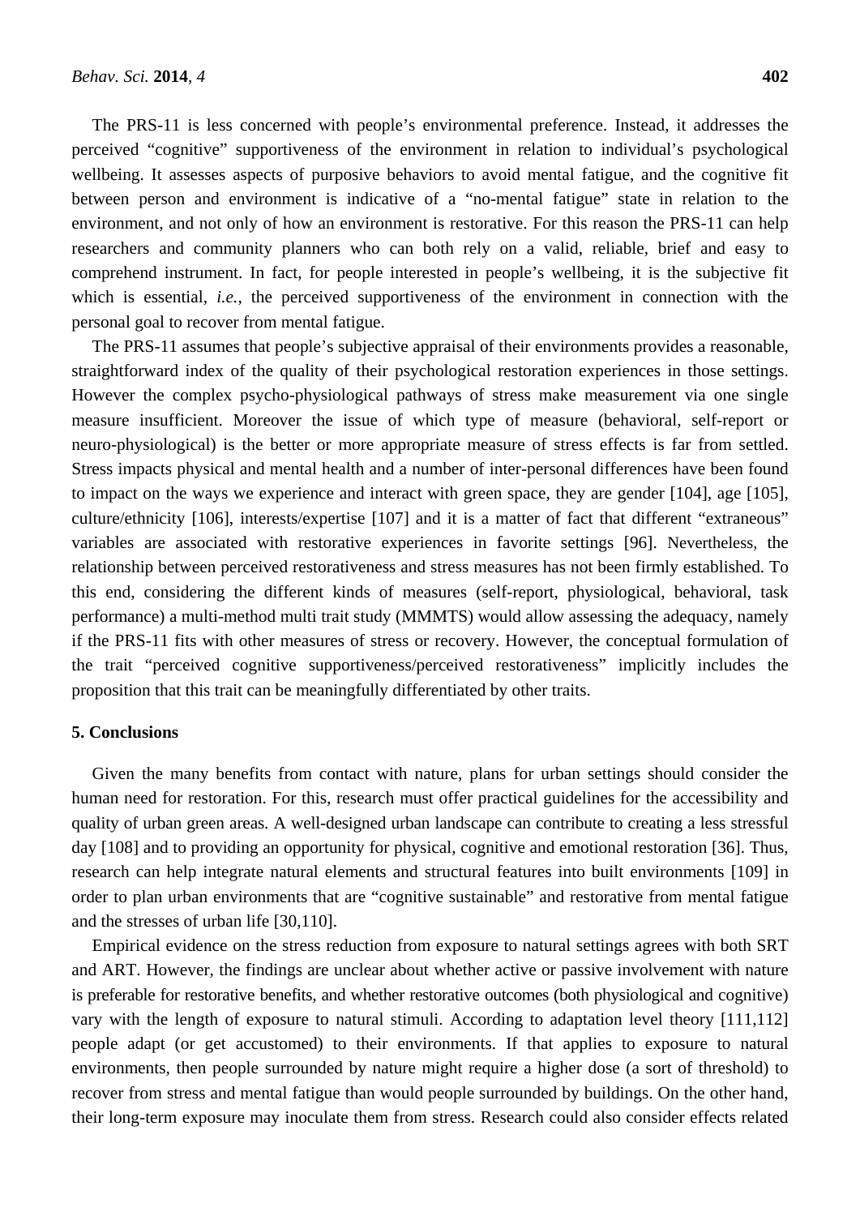The PRS-11 is less concerned with people's environmental preference. Instead, it addresses the perceived "cognitive" supportiveness of the environment in relation to individual's psychological wellbeing. It assesses aspects of purposive behaviors to avoid mental fatigue, and the cognitive fit between person and environment is indicative of a "no-mental fatigue" state in relation to the environment, and not only of how an environment is restorative. For this reason the PRS-11 can help researchers and community planners who can both rely on a valid, reliable, brief and easy to comprehend instrument. In fact, for people interested in people's wellbeing, it is the subjective fit which is essential, *i.e.*, the perceived supportiveness of the environment in connection with the personal goal to recover from mental fatigue.

The PRS-11 assumes that people's subjective appraisal of their environments provides a reasonable, straightforward index of the quality of their psychological restoration experiences in those settings. However the complex psycho-physiological pathways of stress make measurement via one single measure insufficient. Moreover the issue of which type of measure (behavioral, self-report or neuro-physiological) is the better or more appropriate measure of stress effects is far from settled. Stress impacts physical and mental health and a number of inter-personal differences have been found to impact on the ways we experience and interact with green space, they are gender [104], age [105], culture/ethnicity [106], interests/expertise [107] and it is a matter of fact that different "extraneous" variables are associated with restorative experiences in favorite settings [96]. Nevertheless, the relationship between perceived restorativeness and stress measures has not been firmly established. To this end, considering the different kinds of measures (self-report, physiological, behavioral, task performance) a multi-method multi trait study (MMMTS) would allow assessing the adequacy, namely if the PRS-11 fits with other measures of stress or recovery. However, the conceptual formulation of the trait "perceived cognitive supportiveness/perceived restorativeness" implicitly includes the proposition that this trait can be meaningfully differentiated by other traits.

## 5. Conclusions

Given the many benefits from contact with nature, plans for urban settings should consider the human need for restoration. For this, research must offer practical guidelines for the accessibility and quality of urban green areas. A well-designed urban landscape can contribute to creating a less stressful day [108] and to providing an opportunity for physical, cognitive and emotional restoration [36]. Thus, research can help integrate natural elements and structural features into built environments [109] in order to plan urban environments that are "cognitive sustainable" and restorative from mental fatigue and the stresses of urban life [30,110].

Empirical evidence on the stress reduction from exposure to natural settings agrees with both SRT and ART. However, the findings are unclear about whether active or passive involvement with nature is preferable for restorative benefits, and whether restorative outcomes (both physiological and cognitive) vary with the length of exposure to natural stimuli. According to adaptation level theory [111,112] people adapt (or get accustomed) to their environments. If that applies to exposure to natural environments, then people surrounded by nature might require a higher dose (a sort of threshold) to recover from stress and mental fatigue than would people surrounded by buildings. On the other hand, their long-term exposure may inoculate them from stress. Research could also consider effects related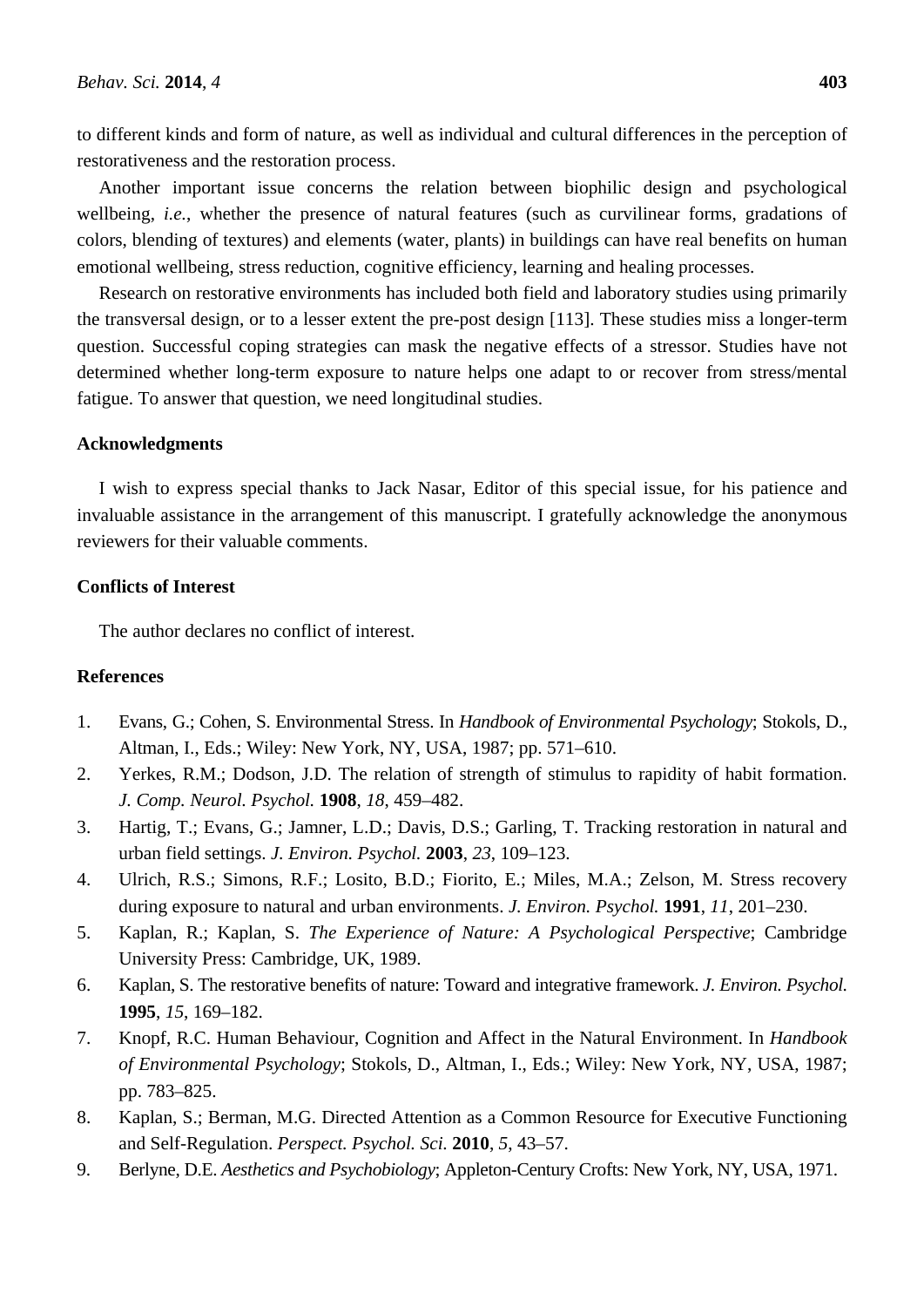to different kinds and form of nature, as well as individual and cultural differences in the perception of restorativeness and the restoration process.

Another important issue concerns the relation between biophilic design and psychological wellbeing, *i.e.*, whether the presence of natural features (such as curvilinear forms, gradations of colors, blending of textures) and elements (water, plants) in buildings can have real benefits on human emotional wellbeing, stress reduction, cognitive efficiency, learning and healing processes.

Research on restorative environments has included both field and laboratory studies using primarily the transversal design, or to a lesser extent the pre-post design [113]. These studies miss a longer-term question. Successful coping strategies can mask the negative effects of a stressor. Studies have not determined whether long-term exposure to nature helps one adapt to or recover from stress/mental fatigue. To answer that question, we need longitudinal studies.

## Acknowledgments

I wish to express special thanks to Jack Nasar, Editor of this special issue, for his patience and invaluable assistance in the arrangement of this manuscript. I gratefully acknowledge the anonymous reviewers for their valuable comments.

## Conflicts of Interest

The author declares no conflict of interest.

## References

1. Evans, G.; Cohen, S. Environmental Stress. In *Handbook of Environmental Psychology*; Stokols, D., Altman, I., Eds.; Wiley: New York, NY, USA, 1987; pp. 571–610.
2. Yerkes, R.M.; Dodson, J.D. The relation of strength of stimulus to rapidity of habit formation. *J. Comp. Neurol. Psychol.* **1908**, *18*, 459–482.
3. Hartig, T.; Evans, G.; Jamner, L.D.; Davis, D.S.; Garling, T. Tracking restoration in natural and urban field settings. *J. Environ. Psychol.* **2003**, *23*, 109–123.
4. Ulrich, R.S.; Simons, R.F.; Losito, B.D.; Fiorito, E.; Miles, M.A.; Zelson, M. Stress recovery during exposure to natural and urban environments. *J. Environ. Psychol.* **1991**, *11*, 201–230.
5. Kaplan, R.; Kaplan, S. *The Experience of Nature: A Psychological Perspective*; Cambridge University Press: Cambridge, UK, 1989.
6. Kaplan, S. The restorative benefits of nature: Toward and integrative framework. *J. Environ. Psychol.* **1995**, *15*, 169–182.
7. Knopf, R.C. Human Behaviour, Cognition and Affect in the Natural Environment. In *Handbook of Environmental Psychology*; Stokols, D., Altman, I., Eds.; Wiley: New York, NY, USA, 1987; pp. 783–825.
8. Kaplan, S.; Berman, M.G. Directed Attention as a Common Resource for Executive Functioning and Self-Regulation. *Perspect. Psychol. Sci.* **2010**, *5*, 43–57.
9. Berlyne, D.E. *Aesthetics and Psychobiology*; Appleton-Century Crofts: New York, NY, USA, 1971.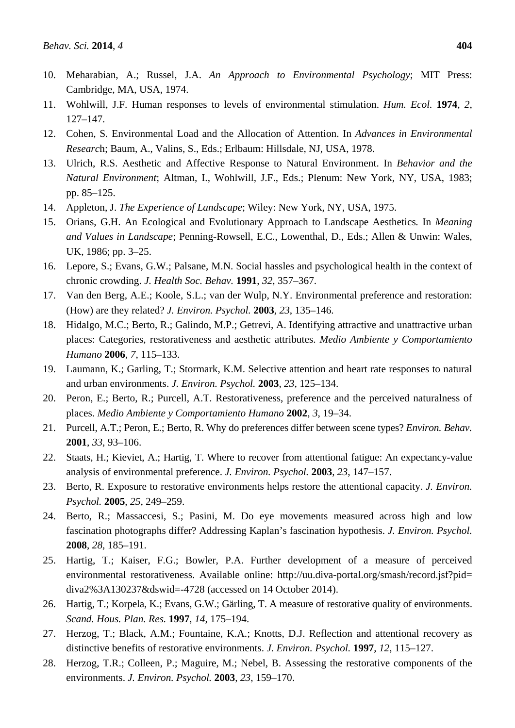10. Meharabian, A.; Russel, J.A. *An Approach to Environmental Psychology*; MIT Press: Cambridge, MA, USA, 1974.
11. Wohlwill, J.F. Human responses to levels of environmental stimulation. *Hum. Ecol.* **1974**, *2*, 127–147.
12. Cohen, S. Environmental Load and the Allocation of Attention. In *Advances in Environmental Researc*h; Baum, A., Valins, S., Eds.; Erlbaum: Hillsdale, NJ, USA, 1978.
13. Ulrich, R.S. Aesthetic and Affective Response to Natural Environment. In *Behavior and the Natural Environment*; Altman, I., Wohlwill, J.F., Eds.; Plenum: New York, NY, USA, 1983; pp. 85–125.
14. Appleton, J. *The Experience of Landscape*; Wiley: New York, NY, USA, 1975.
15. Orians, G.H. An Ecological and Evolutionary Approach to Landscape Aesthetics. In *Meaning and Values in Landscape*; Penning-Rowsell, E.C., Lowenthal, D., Eds.; Allen & Unwin: Wales, UK, 1986; pp. 3–25.
16. Lepore, S.; Evans, G.W.; Palsane, M.N. Social hassles and psychological health in the context of chronic crowding. *J. Health Soc. Behav.* **1991**, *32*, 357–367.
17. Van den Berg, A.E.; Koole, S.L.; van der Wulp, N.Y. Environmental preference and restoration: (How) are they related? *J. Environ. Psychol.* **2003**, *23*, 135–146.
18. Hidalgo, M.C.; Berto, R.; Galindo, M.P.; Getrevi, A. Identifying attractive and unattractive urban places: Categories, restorativeness and aesthetic attributes. *Medio Ambiente y Comportamiento Humano* **2006**, *7*, 115–133.
19. Laumann, K.; Garling, T.; Stormark, K.M. Selective attention and heart rate responses to natural and urban environments. *J. Environ. Psychol.* **2003**, *23*, 125–134.
20. Peron, E.; Berto, R.; Purcell, A.T. Restorativeness, preference and the perceived naturalness of places. *Medio Ambiente y Comportamiento Humano* **2002**, *3*, 19–34.
21. Purcell, A.T.; Peron, E.; Berto, R. Why do preferences differ between scene types? *Environ. Behav.* **2001**, *33*, 93–106.
22. Staats, H.; Kieviet, A.; Hartig, T. Where to recover from attentional fatigue: An expectancy-value analysis of environmental preference. *J. Environ. Psychol.* **2003**, *23*, 147–157.
23. Berto, R. Exposure to restorative environments helps restore the attentional capacity. *J. Environ. Psychol.* **2005**, *25*, 249–259.
24. Berto, R.; Massaccesi, S.; Pasini, M. Do eye movements measured across high and low fascination photographs differ? Addressing Kaplan's fascination hypothesis. *J. Environ. Psychol.* **2008**, *28*, 185–191.
25. Hartig, T.; Kaiser, F.G.; Bowler, P.A. Further development of a measure of perceived environmental restorativeness. Available online: http://uu.diva-portal.org/smash/record.jsf?pid=diva2%3A130237&dswid=-4728 (accessed on 14 October 2014).
26. Hartig, T.; Korpela, K.; Evans, G.W.; Gärling, T. A measure of restorative quality of environments. *Scand. Hous. Plan. Res.* **1997**, *14*, 175–194.
27. Herzog, T.; Black, A.M.; Fountaine, K.A.; Knotts, D.J. Reflection and attentional recovery as distinctive benefits of restorative environments. *J. Environ. Psychol.* **1997**, *12*, 115–127.
28. Herzog, T.R.; Colleen, P.; Maguire, M.; Nebel, B. Assessing the restorative components of the environments. *J. Environ. Psychol.* **2003**, *23*, 159–170.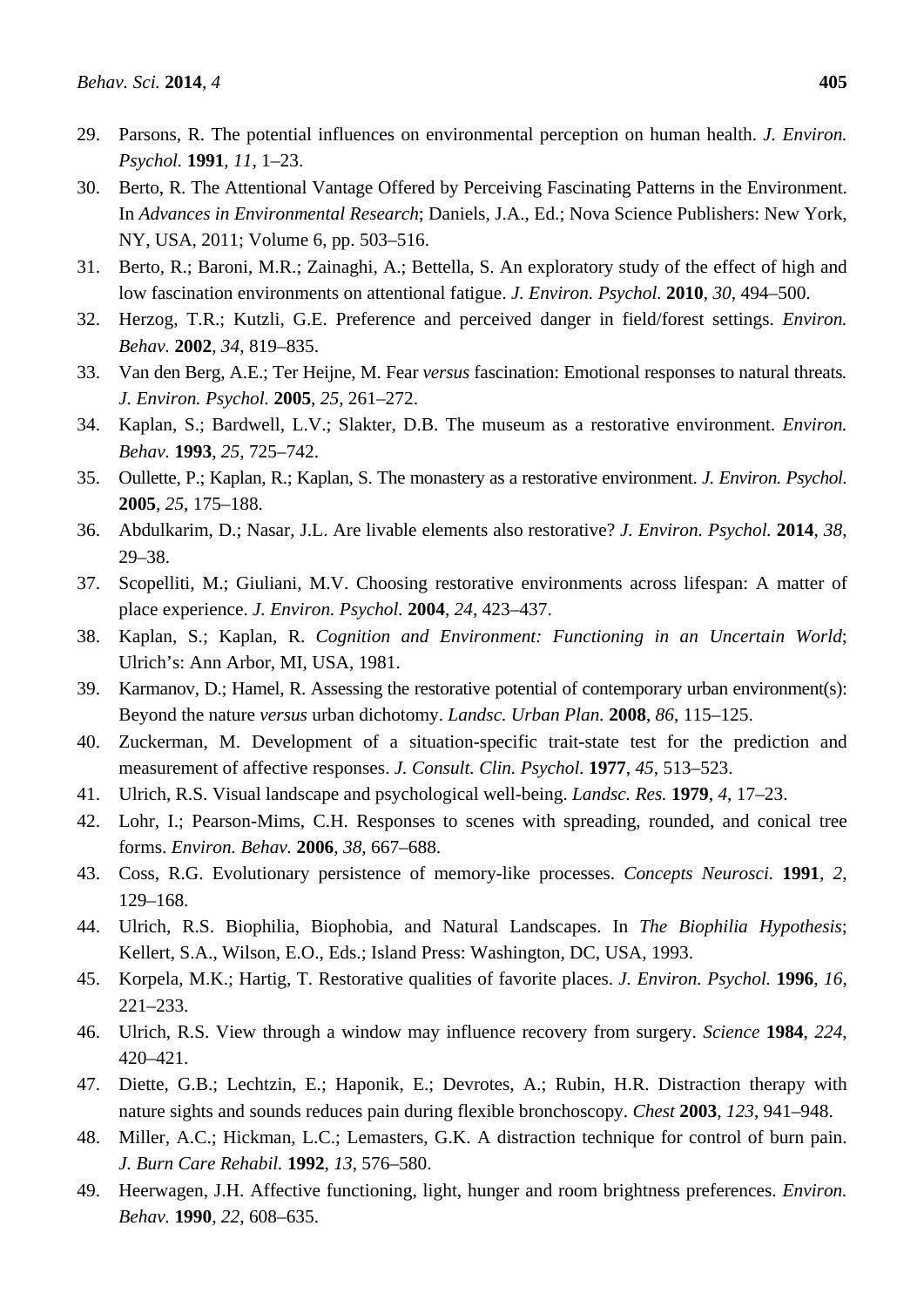29. Parsons, R. The potential influences on environmental perception on human health. *J. Environ. Psychol.* **1991**, *11*, 1–23.
30. Berto, R. The Attentional Vantage Offered by Perceiving Fascinating Patterns in the Environment. In *Advances in Environmental Research*; Daniels, J.A., Ed.; Nova Science Publishers: New York, NY, USA, 2011; Volume 6, pp. 503–516.
31. Berto, R.; Baroni, M.R.; Zainaghi, A.; Bettella, S. An exploratory study of the effect of high and low fascination environments on attentional fatigue. *J. Environ. Psychol.* **2010**, *30*, 494–500.
32. Herzog, T.R.; Kutzli, G.E. Preference and perceived danger in field/forest settings. *Environ. Behav.* **2002**, *34*, 819–835.
33. Van den Berg, A.E.; Ter Heijne, M. Fear *versus* fascination: Emotional responses to natural threats*.* *J. Environ. Psychol.* **2005**, *25*, 261–272.
34. Kaplan, S.; Bardwell, L.V.; Slakter, D.B. The museum as a restorative environment. *Environ. Behav.* **1993**, *25*, 725–742.
35. Oullette, P.; Kaplan, R.; Kaplan, S. The monastery as a restorative environment. *J. Environ. Psychol.* **2005**, *25*, 175–188.
36. Abdulkarim, D.; Nasar, J.L. Are livable elements also restorative? *J. Environ. Psychol.* **2014**, *38*, 29–38.
37. Scopelliti, M.; Giuliani, M.V. Choosing restorative environments across lifespan: A matter of place experience. *J. Environ. Psychol.* **2004**, *24*, 423–437.
38. Kaplan, S.; Kaplan, R. *Cognition and Environment: Functioning in an Uncertain World*; Ulrich's: Ann Arbor, MI, USA, 1981.
39. Karmanov, D.; Hamel, R. Assessing the restorative potential of contemporary urban environment(s): Beyond the nature *versus* urban dichotomy. *Landsc. Urban Plan.* **2008**, *86*, 115–125.
40. Zuckerman, M. Development of a situation-specific trait-state test for the prediction and measurement of affective responses. *J. Consult. Clin. Psychol.* **1977**, *45*, 513–523.
41. Ulrich, R.S. Visual landscape and psychological well-being. *Landsc. Res.* **1979**, *4*, 17–23.
42. Lohr, I.; Pearson-Mims, C.H. Responses to scenes with spreading, rounded, and conical tree forms. *Environ. Behav.* **2006**, *38*, 667–688.
43. Coss, R.G. Evolutionary persistence of memory-like processes. *Concepts Neurosci.* **1991**, *2*, 129–168.
44. Ulrich, R.S. Biophilia, Biophobia, and Natural Landscapes. In *The Biophilia Hypothesis*; Kellert, S.A., Wilson, E.O., Eds.; Island Press: Washington, DC, USA, 1993.
45. Korpela, M.K.; Hartig, T. Restorative qualities of favorite places. *J. Environ. Psychol.* **1996**, *16*, 221–233.
46. Ulrich, R.S. View through a window may influence recovery from surgery. *Science* **1984**, *224*, 420–421.
47. Diette, G.B.; Lechtzin, E.; Haponik, E.; Devrotes, A.; Rubin, H.R. Distraction therapy with nature sights and sounds reduces pain during flexible bronchoscopy. *Chest* **2003**, *123*, 941–948.
48. Miller, A.C.; Hickman, L.C.; Lemasters, G.K. A distraction technique for control of burn pain. *J. Burn Care Rehabil.* **1992**, *13*, 576–580.
49. Heerwagen, J.H. Affective functioning, light, hunger and room brightness preferences. *Environ. Behav.* **1990**, *22*, 608–635.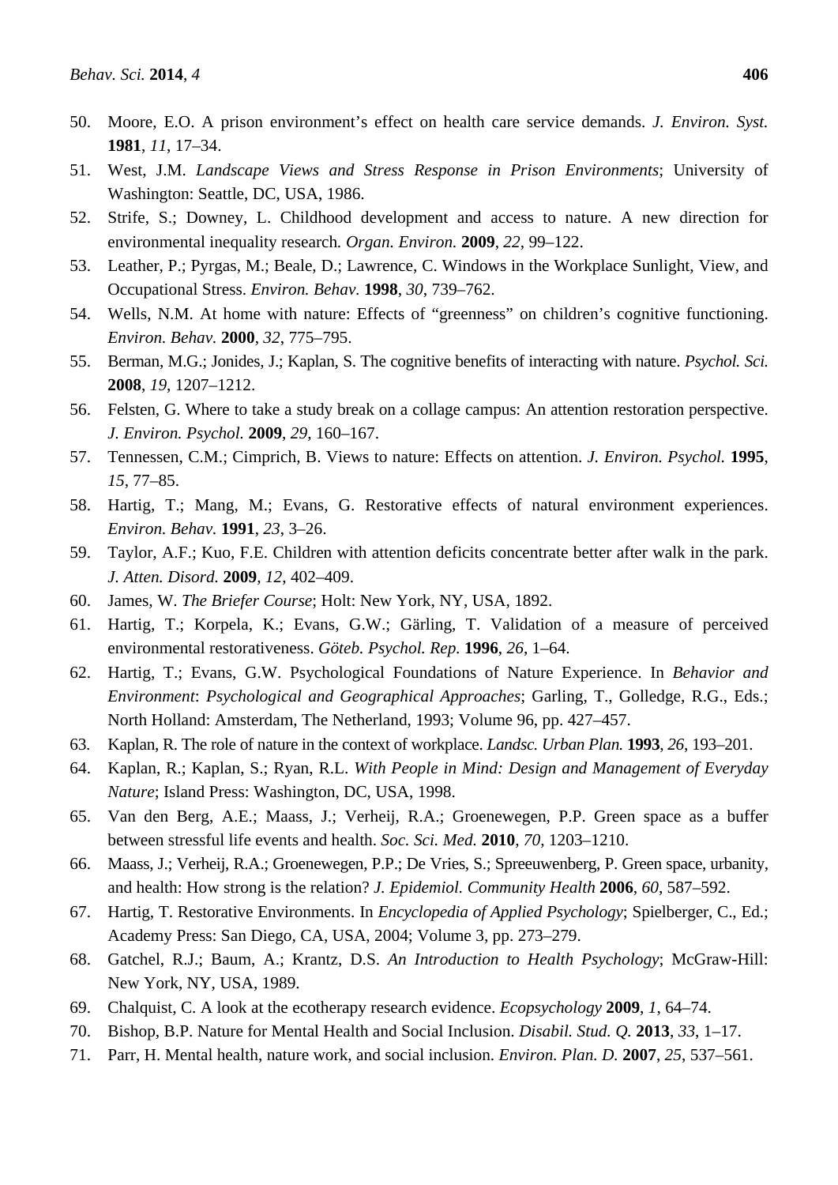50. Moore, E.O. A prison environment's effect on health care service demands. *J. Environ. Syst.* **1981**, *11*, 17–34.
51. West, J.M. *Landscape Views and Stress Response in Prison Environments*; University of Washington: Seattle, DC, USA, 1986.
52. Strife, S.; Downey, L. Childhood development and access to nature. A new direction for environmental inequality research. *Organ. Environ.* **2009**, *22*, 99–122.
53. Leather, P.; Pyrgas, M.; Beale, D.; Lawrence, C. Windows in the Workplace Sunlight, View, and Occupational Stress. *Environ. Behav.* **1998**, *30*, 739–762.
54. Wells, N.M. At home with nature: Effects of "greenness" on children's cognitive functioning. *Environ. Behav.* **2000**, *32*, 775–795.
55. Berman, M.G.; Jonides, J.; Kaplan, S. The cognitive benefits of interacting with nature. *Psychol. Sci.* **2008**, *19*, 1207–1212.
56. Felsten, G. Where to take a study break on a collage campus: An attention restoration perspective. *J. Environ. Psychol.* **2009**, *29*, 160–167.
57. Tennessen, C.M.; Cimprich, B. Views to nature: Effects on attention. *J. Environ. Psychol.* **1995**, *15*, 77–85.
58. Hartig, T.; Mang, M.; Evans, G. Restorative effects of natural environment experiences. *Environ. Behav.* **1991**, *23*, 3–26.
59. Taylor, A.F.; Kuo, F.E. Children with attention deficits concentrate better after walk in the park. *J. Atten. Disord.* **2009**, *12*, 402–409.
60. James, W. *The Briefer Course*; Holt: New York, NY, USA, 1892.
61. Hartig, T.; Korpela, K.; Evans, G.W.; Gärling, T. Validation of a measure of perceived environmental restorativeness. *Göteb. Psychol. Rep.* **1996**, *26*, 1–64.
62. Hartig, T.; Evans, G.W. Psychological Foundations of Nature Experience. In *Behavior and Environment*: *Psychological and Geographical Approaches*; Garling, T., Golledge, R.G., Eds.; North Holland: Amsterdam, The Netherland, 1993; Volume 96, pp. 427–457.
63. Kaplan, R. The role of nature in the context of workplace. *Landsc. Urban Plan.* **1993**, *26*, 193–201.
64. Kaplan, R.; Kaplan, S.; Ryan, R.L. *With People in Mind: Design and Management of Everyday Nature*; Island Press: Washington, DC, USA, 1998.
65. Van den Berg, A.E.; Maass, J.; Verheij, R.A.; Groenewegen, P.P. Green space as a buffer between stressful life events and health. *Soc. Sci. Med.* **2010**, *70*, 1203–1210.
66. Maass, J.; Verheij, R.A.; Groenewegen, P.P.; De Vries, S.; Spreeuwenberg, P. Green space, urbanity, and health: How strong is the relation? *J. Epidemiol. Community Health* **2006**, *60*, 587–592.
67. Hartig, T. Restorative Environments. In *Encyclopedia of Applied Psychology*; Spielberger, C., Ed.; Academy Press: San Diego, CA, USA, 2004; Volume 3, pp. 273–279.
68. Gatchel, R.J.; Baum, A.; Krantz, D.S. *An Introduction to Health Psychology*; McGraw-Hill: New York, NY, USA, 1989.
69. Chalquist, C. A look at the ecotherapy research evidence. *Ecopsychology* **2009**, *1*, 64–74.
70. Bishop, B.P. Nature for Mental Health and Social Inclusion. *Disabil. Stud. Q.* **2013**, *33*, 1–17.
71. Parr, H. Mental health, nature work, and social inclusion. *Environ. Plan. D.* **2007**, *25*, 537–561.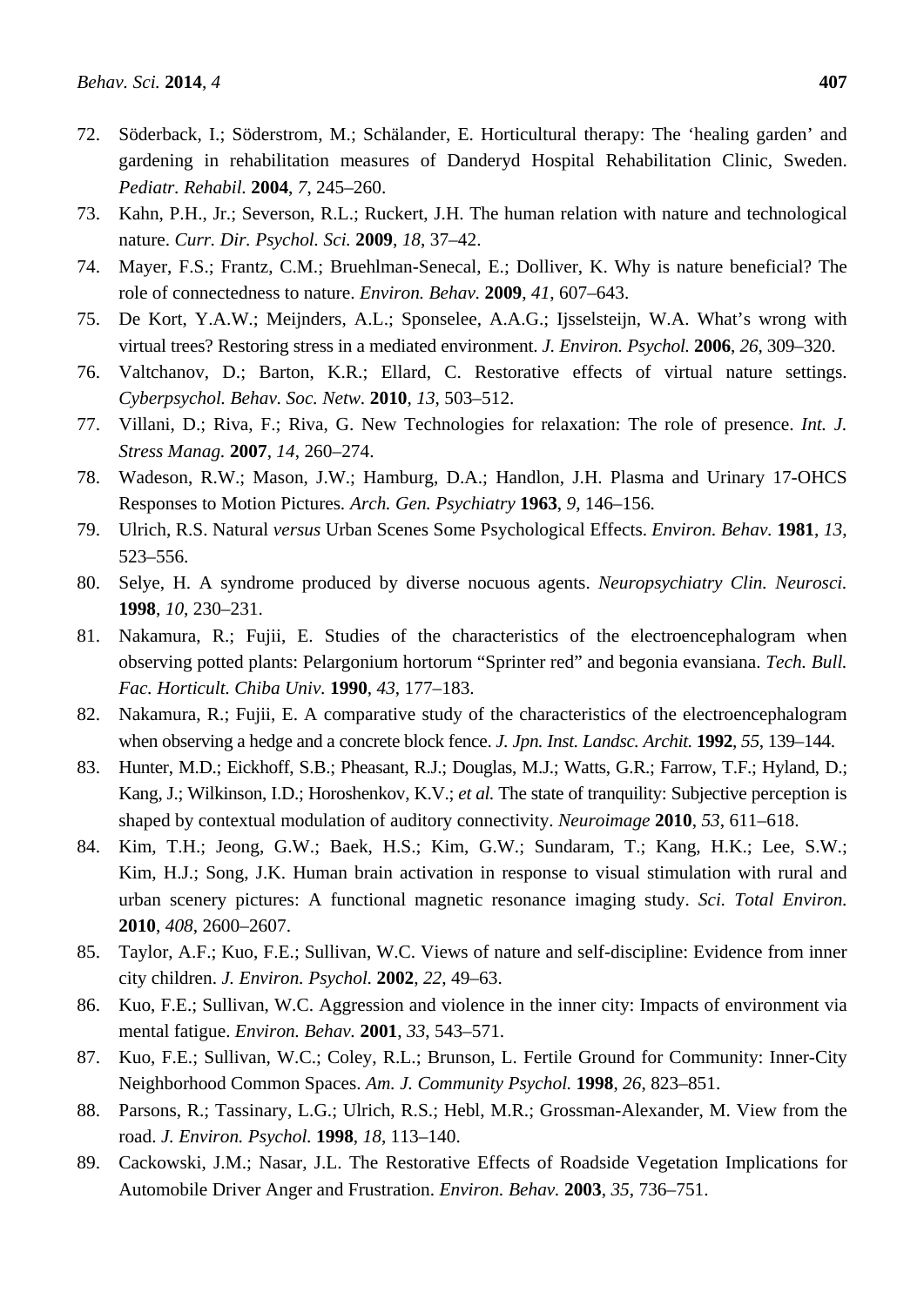72. Söderback, I.; Söderstrom, M.; Schälander, E. Horticultural therapy: The ‘healing garden’ and gardening in rehabilitation measures of Danderyd Hospital Rehabilitation Clinic, Sweden. *Pediatr. Rehabil.* **2004**, *7*, 245–260.
73. Kahn, P.H., Jr.; Severson, R.L.; Ruckert, J.H. The human relation with nature and technological nature. *Curr. Dir. Psychol. Sci.* **2009**, *18*, 37–42.
74. Mayer, F.S.; Frantz, C.M.; Bruehlman-Senecal, E.; Dolliver, K. Why is nature beneficial? The role of connectedness to nature. *Environ. Behav.* **2009**, *41*, 607–643.
75. De Kort, Y.A.W.; Meijnders, A.L.; Sponselee, A.A.G.; Ijsselsteijn, W.A. What’s wrong with virtual trees? Restoring stress in a mediated environment. *J. Environ. Psychol.* **2006**, *26*, 309–320.
76. Valtchanov, D.; Barton, K.R.; Ellard, C. Restorative effects of virtual nature settings. *Cyberpsychol. Behav. Soc. Netw*. **2010**, *13*, 503–512.
77. Villani, D.; Riva, F.; Riva, G. New Technologies for relaxation: The role of presence. *Int. J. Stress Manag.* **2007**, *14*, 260–274.
78. Wadeson, R.W.; Mason, J.W.; Hamburg, D.A.; Handlon, J.H. Plasma and Urinary 17-OHCS Responses to Motion Pictures. *Arch. Gen. Psychiatry* **1963**, *9*, 146–156.
79. Ulrich, R.S. Natural *versus* Urban Scenes Some Psychological Effects. *Environ. Behav.* **1981**, *13*, 523–556.
80. Selye, H. A syndrome produced by diverse nocuous agents. *Neuropsychiatry Clin. Neurosci.* **1998**, *10*, 230–231.
81. Nakamura, R.; Fujii, E. Studies of the characteristics of the electroencephalogram when observing potted plants: Pelargonium hortorum “Sprinter red” and begonia evansiana. *Tech. Bull. Fac. Horticult. Chiba Univ.* **1990**, *43*, 177–183.
82. Nakamura, R.; Fujii, E. A comparative study of the characteristics of the electroencephalogram when observing a hedge and a concrete block fence. *J. Jpn. Inst. Landsc. Archit.* **1992**, *55*, 139–144.
83. Hunter, M.D.; Eickhoff, S.B.; Pheasant, R.J.; Douglas, M.J.; Watts, G.R.; Farrow, T.F.; Hyland, D.; Kang, J.; Wilkinson, I.D.; Horoshenkov, K.V.; *et al.* The state of tranquility: Subjective perception is shaped by contextual modulation of auditory connectivity. *Neuroimage* **2010**, *53*, 611–618.
84. Kim, T.H.; Jeong, G.W.; Baek, H.S.; Kim, G.W.; Sundaram, T.; Kang, H.K.; Lee, S.W.; Kim, H.J.; Song, J.K. Human brain activation in response to visual stimulation with rural and urban scenery pictures: A functional magnetic resonance imaging study. *Sci. Total Environ.* **2010**, *408*, 2600–2607.
85. Taylor, A.F.; Kuo, F.E.; Sullivan, W.C. Views of nature and self-discipline: Evidence from inner city children. *J. Environ. Psychol.* **2002**, *22*, 49–63.
86. Kuo, F.E.; Sullivan, W.C. Aggression and violence in the inner city: Impacts of environment via mental fatigue. *Environ. Behav.* **2001**, *33*, 543–571.
87. Kuo, F.E.; Sullivan, W.C.; Coley, R.L.; Brunson, L. Fertile Ground for Community: Inner-City Neighborhood Common Spaces. *Am. J. Community Psychol.* **1998**, *26*, 823–851.
88. Parsons, R.; Tassinary, L.G.; Ulrich, R.S.; Hebl, M.R.; Grossman-Alexander, M. View from the road. *J. Environ. Psychol.* **1998**, *18*, 113–140.
89. Cackowski, J.M.; Nasar, J.L. The Restorative Effects of Roadside Vegetation Implications for Automobile Driver Anger and Frustration. *Environ. Behav.* **2003**, *35*, 736–751.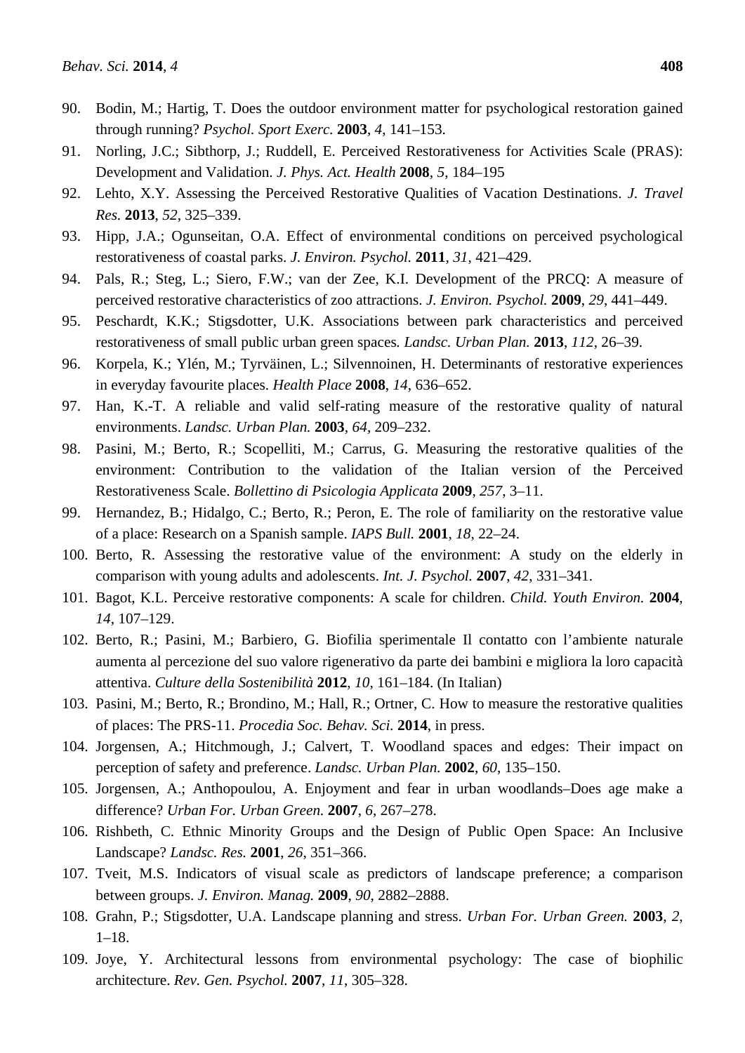90. Bodin, M.; Hartig, T. Does the outdoor environment matter for psychological restoration gained through running? *Psychol. Sport Exerc.* **2003**, *4*, 141–153.
91. Norling, J.C.; Sibthorp, J.; Ruddell, E. Perceived Restorativeness for Activities Scale (PRAS): Development and Validation. *J. Phys. Act. Health* **2008**, *5*, 184–195
92. Lehto, X.Y. Assessing the Perceived Restorative Qualities of Vacation Destinations. *J. Travel Res.* **2013**, *52*, 325–339.
93. Hipp, J.A.; Ogunseitan, O.A. Effect of environmental conditions on perceived psychological restorativeness of coastal parks. *J. Environ. Psychol.* **2011**, *31*, 421–429.
94. Pals, R.; Steg, L.; Siero, F.W.; van der Zee, K.I. Development of the PRCQ: A measure of perceived restorative characteristics of zoo attractions. *J. Environ. Psychol.* **2009**, *29*, 441–449.
95. Peschardt, K.K.; Stigsdotter, U.K. Associations between park characteristics and perceived restorativeness of small public urban green spaces*. Landsc. Urban Plan.* **2013**, *112*, 26–39.
96. Korpela, K.; Ylén, M.; Tyrväinen, L.; Silvennoinen, H. Determinants of restorative experiences in everyday favourite places. *Health Place* **2008**, *14*, 636–652.
97. Han, K.-T. A reliable and valid self-rating measure of the restorative quality of natural environments. *Landsc. Urban Plan.* **2003**, *64*, 209–232.
98. Pasini, M.; Berto, R.; Scopelliti, M.; Carrus, G. Measuring the restorative qualities of the environment: Contribution to the validation of the Italian version of the Perceived Restorativeness Scale. *Bollettino di Psicologia Applicata* **2009**, *257*, 3–11.
99. Hernandez, B.; Hidalgo, C.; Berto, R.; Peron, E. The role of familiarity on the restorative value of a place: Research on a Spanish sample. *IAPS Bull.* **2001**, *18*, 22–24.
100. Berto, R. Assessing the restorative value of the environment: A study on the elderly in comparison with young adults and adolescents. *Int. J. Psychol.* **2007**, *42*, 331–341.
101. Bagot, K.L. Perceive restorative components: A scale for children. *Child. Youth Environ.* **2004**, *14*, 107–129.
102. Berto, R.; Pasini, M.; Barbiero, G. Biofilia sperimentale Il contatto con l'ambiente naturale aumenta al percezione del suo valore rigenerativo da parte dei bambini e migliora la loro capacità attentiva. *Culture della Sostenibilità* **2012**, *10*, 161–184. (In Italian)
103. Pasini, M.; Berto, R.; Brondino, M.; Hall, R.; Ortner, C. How to measure the restorative qualities of places: The PRS-11. *Procedia Soc. Behav. Sci.* **2014**, in press.
104. Jorgensen, A.; Hitchmough, J.; Calvert, T. Woodland spaces and edges: Their impact on perception of safety and preference. *Landsc. Urban Plan.* **2002**, *60*, 135–150.
105. Jorgensen, A.; Anthopoulou, A. Enjoyment and fear in urban woodlands–Does age make a difference? *Urban For. Urban Green.* **2007**, *6*, 267–278.
106. Rishbeth, C. Ethnic Minority Groups and the Design of Public Open Space: An Inclusive Landscape? *Landsc. Res.* **2001**, *26*, 351–366.
107. Tveit, M.S. Indicators of visual scale as predictors of landscape preference; a comparison between groups. *J. Environ. Manag.* **2009**, *90*, 2882–2888.
108. Grahn, P.; Stigsdotter, U.A. Landscape planning and stress. *Urban For. Urban Green.* **2003**, *2*, 1–18.
109. Joye, Y. Architectural lessons from environmental psychology: The case of biophilic architecture. *Rev. Gen. Psychol.* **2007**, *11*, 305–328.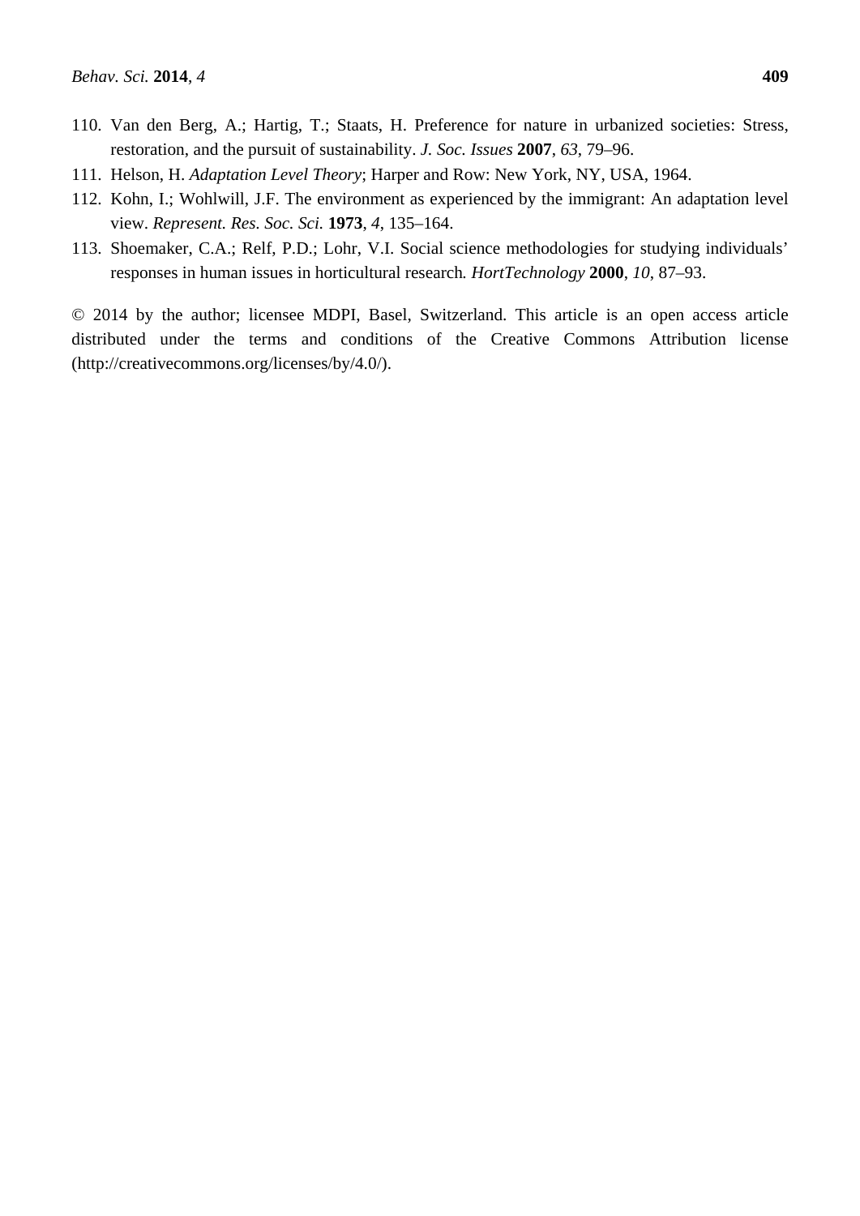110. Van den Berg, A.; Hartig, T.; Staats, H. Preference for nature in urbanized societies: Stress, restoration, and the pursuit of sustainability. *J. Soc. Issues* **2007**, *63*, 79–96.
111. Helson, H. *Adaptation Level Theory*; Harper and Row: New York, NY, USA, 1964.
112. Kohn, I.; Wohlwill, J.F. The environment as experienced by the immigrant: An adaptation level view. *Represent. Res. Soc. Sci.* **1973**, *4*, 135–164.
113. Shoemaker, C.A.; Relf, P.D.; Lohr, V.I. Social science methodologies for studying individuals' responses in human issues in horticultural research. *HortTechnology* **2000**, *10*, 87–93.

© 2014 by the author; licensee MDPI, Basel, Switzerland. This article is an open access article distributed under the terms and conditions of the Creative Commons Attribution license (http://creativecommons.org/licenses/by/4.0/).